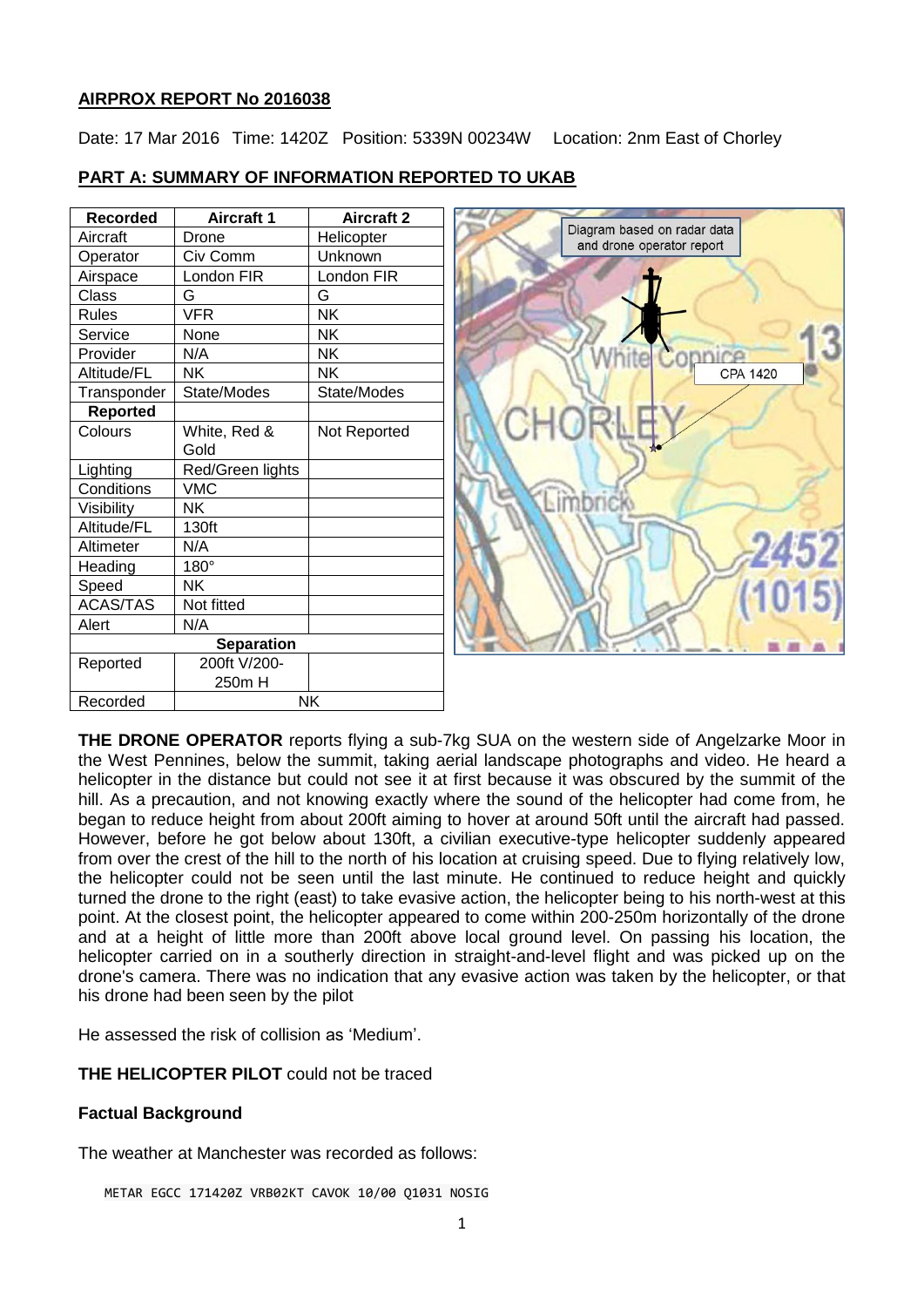**AIRPROX REPORT No 2016038**

Date: 17 Mar 2016 Time: 1420Z Position: 5339N 00234W Location: 2nm East of Chorley

**PART A: SUMMARY OF INFORMATION REPORTED TO UKAB**

| Recorded | Aircraft 1 | Aircraft 2 |
|---|---|---|
| Aircraft | Drone | Helicopter |
| Operator | Civ Comm | Unknown |
| Airspace | London FIR | London FIR |
| Class | G | G |
| Rules | VFR | NK |
| Service | None | NK |
| Provider | N/A | NK |
| Altitude/FL | NK | NK |
| Transponder | State/Modes | State/Modes |
| **Reported** | | |
| Colours | White, Red & Gold | Not Reported |
| Lighting | Red/Green lights | |
| Conditions | VMC | |
| Visibility | NK | |
| Altitude/FL | 130ft | |
| Altimeter | N/A | |
| Heading | 180° | |
| Speed | NK | |
| ACAS/TAS | Not fitted | |
| Alert | N/A | |
| **Separation** | | |
| Reported | 200ft V/200-250m H | |
| Recorded | NK | |

Diagram based on radar data and drone operator report

CPA 1420

**THE DRONE OPERATOR** reports flying a sub-7kg SUA on the western side of Angelzarke Moor in the West Pennines, below the summit, taking aerial landscape photographs and video. He heard a helicopter in the distance but could not see it at first because it was obscured by the summit of the hill. As a precaution, and not knowing exactly where the sound of the helicopter had come from, he began to reduce height from about 200ft aiming to hover at around 50ft until the aircraft had passed. However, before he got below about 130ft, a civilian executive-type helicopter suddenly appeared from over the crest of the hill to the north of his location at cruising speed. Due to flying relatively low, the helicopter could not be seen until the last minute. He continued to reduce height and quickly turned the drone to the right (east) to take evasive action, the helicopter being to his north-west at this point. At the closest point, the helicopter appeared to come within 200-250m horizontally of the drone and at a height of little more than 200ft above local ground level. On passing his location, the helicopter carried on in a southerly direction in straight-and-level flight and was picked up on the drone's camera. There was no indication that any evasive action was taken by the helicopter, or that his drone had been seen by the pilot

He assessed the risk of collision as 'Medium'.

**THE HELICOPTER PILOT** could not be traced

**Factual Background**

The weather at Manchester was recorded as follows:

```
METAR EGCC 171420Z VRB02KT CAVOK 10/00 Q1031 NOSIG
```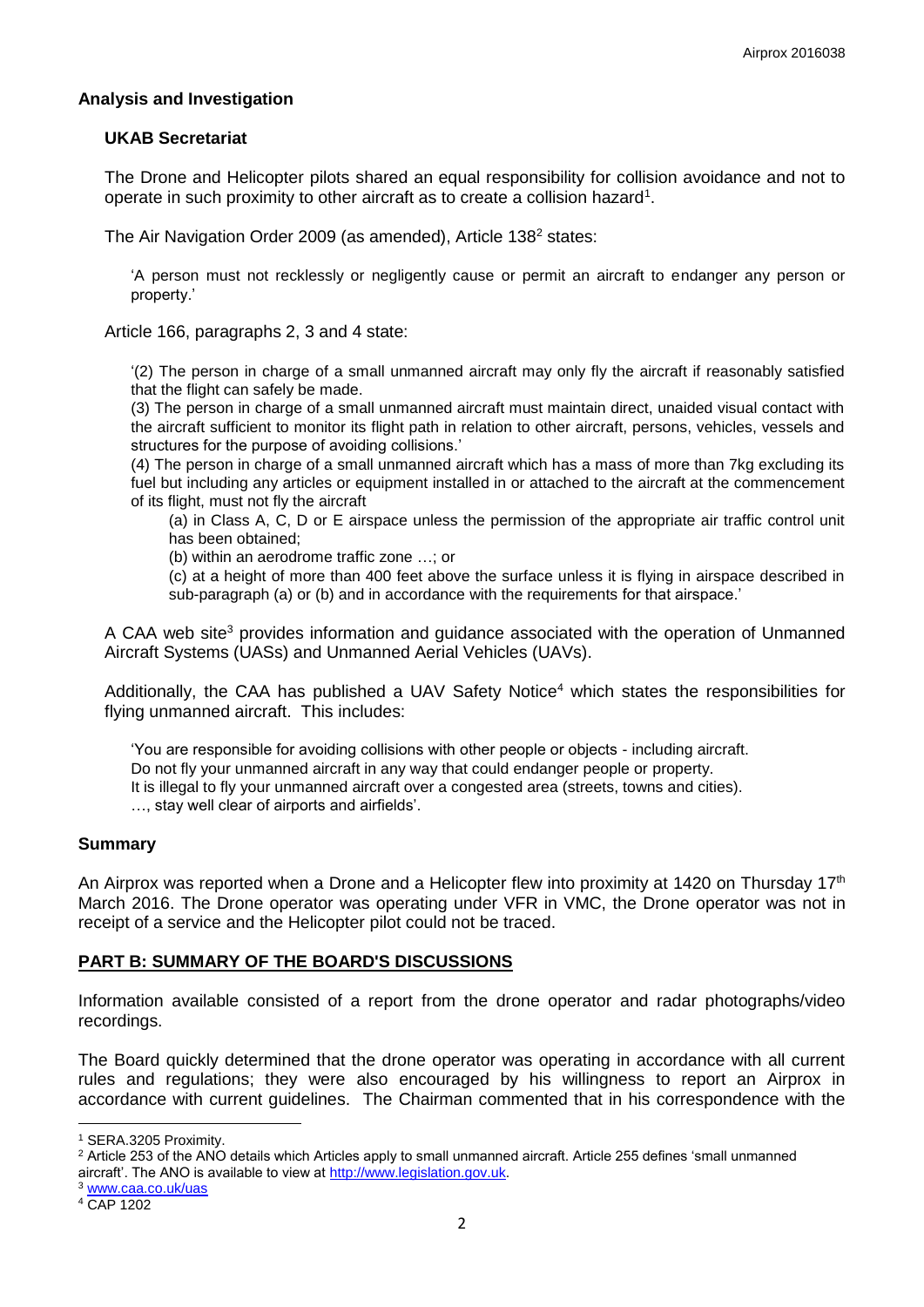### Analysis and Investigation

#### UKAB Secretariat

The Drone and Helicopter pilots shared an equal responsibility for collision avoidance and not to operate in such proximity to other aircraft as to create a collision hazard[1].

The Air Navigation Order 2009 (as amended), Article 138[2] states:

> 'A person must not recklessly or negligently cause or permit an aircraft to endanger any person or property.'

Article 166, paragraphs 2, 3 and 4 state:

> '(2) The person in charge of a small unmanned aircraft may only fly the aircraft if reasonably satisfied that the flight can safely be made.
>
> (3) The person in charge of a small unmanned aircraft must maintain direct, unaided visual contact with the aircraft sufficient to monitor its flight path in relation to other aircraft, persons, vehicles, vessels and structures for the purpose of avoiding collisions.
>
> (4) The person in charge of a small unmanned aircraft which has a mass of more than 7kg excluding its fuel but including any articles or equipment installed in or attached to the aircraft at the commencement of its flight, must not fly the aircraft
>
> (a) in Class A, C, D or E airspace unless the permission of the appropriate air traffic control unit has been obtained;
>
> (b) within an aerodrome traffic zone …; or
>
> (c) at a height of more than 400 feet above the surface unless it is flying in airspace described in sub-paragraph (a) or (b) and in accordance with the requirements for that airspace.'

A CAA web site[3] provides information and guidance associated with the operation of Unmanned Aircraft Systems (UASs) and Unmanned Aerial Vehicles (UAVs).

Additionally, the CAA has published a UAV Safety Notice[4] which states the responsibilities for flying unmanned aircraft. This includes:

> 'You are responsible for avoiding collisions with other people or objects - including aircraft.
> Do not fly your unmanned aircraft in any way that could endanger people or property.
> It is illegal to fly your unmanned aircraft over a congested area (streets, towns and cities).
> …, stay well clear of airports and airfields'.

### Summary

An Airprox was reported when a Drone and a Helicopter flew into proximity at 1420 on Thursday 17th March 2016. The Drone operator was operating under VFR in VMC, the Drone operator was not in receipt of a service and the Helicopter pilot could not be traced.

### PART B: SUMMARY OF THE BOARD'S DISCUSSIONS

Information available consisted of a report from the drone operator and radar photographs/video recordings.

The Board quickly determined that the drone operator was operating in accordance with all current rules and regulations; they were also encouraged by his willingness to report an Airprox in accordance with current guidelines. The Chairman commented that in his correspondence with the

---

[1] SERA.3205 Proximity.

[2] Article 253 of the ANO details which Articles apply to small unmanned aircraft. Article 255 defines 'small unmanned aircraft'. The ANO is available to view at http://www.legislation.gov.uk.

[3] www.caa.co.uk/uas

[4] CAP 1202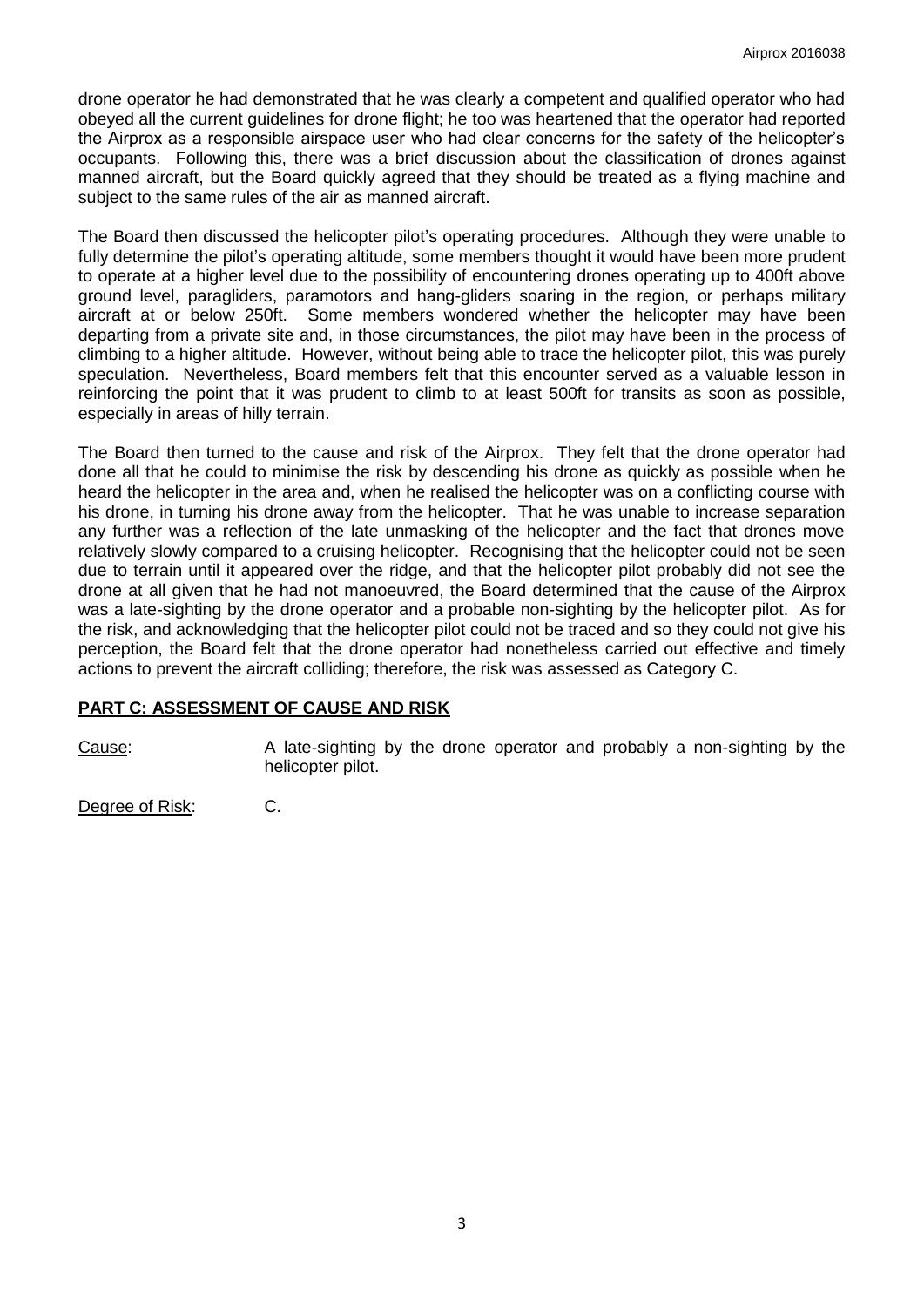drone operator he had demonstrated that he was clearly a competent and qualified operator who had obeyed all the current guidelines for drone flight; he too was heartened that the operator had reported the Airprox as a responsible airspace user who had clear concerns for the safety of the helicopter's occupants. Following this, there was a brief discussion about the classification of drones against manned aircraft, but the Board quickly agreed that they should be treated as a flying machine and subject to the same rules of the air as manned aircraft.

The Board then discussed the helicopter pilot's operating procedures. Although they were unable to fully determine the pilot's operating altitude, some members thought it would have been more prudent to operate at a higher level due to the possibility of encountering drones operating up to 400ft above ground level, paragliders, paramotors and hang-gliders soaring in the region, or perhaps military aircraft at or below 250ft. Some members wondered whether the helicopter may have been departing from a private site and, in those circumstances, the pilot may have been in the process of climbing to a higher altitude. However, without being able to trace the helicopter pilot, this was purely speculation. Nevertheless, Board members felt that this encounter served as a valuable lesson in reinforcing the point that it was prudent to climb to at least 500ft for transits as soon as possible, especially in areas of hilly terrain.

The Board then turned to the cause and risk of the Airprox. They felt that the drone operator had done all that he could to minimise the risk by descending his drone as quickly as possible when he heard the helicopter in the area and, when he realised the helicopter was on a conflicting course with his drone, in turning his drone away from the helicopter. That he was unable to increase separation any further was a reflection of the late unmasking of the helicopter and the fact that drones move relatively slowly compared to a cruising helicopter. Recognising that the helicopter could not be seen due to terrain until it appeared over the ridge, and that the helicopter pilot probably did not see the drone at all given that he had not manoeuvred, the Board determined that the cause of the Airprox was a late-sighting by the drone operator and a probable non-sighting by the helicopter pilot. As for the risk, and acknowledging that the helicopter pilot could not be traced and so they could not give his perception, the Board felt that the drone operator had nonetheless carried out effective and timely actions to prevent the aircraft colliding; therefore, the risk was assessed as Category C.

## PART C: ASSESSMENT OF CAUSE AND RISK

Cause: A late-sighting by the drone operator and probably a non-sighting by the helicopter pilot.

Degree of Risk: C.